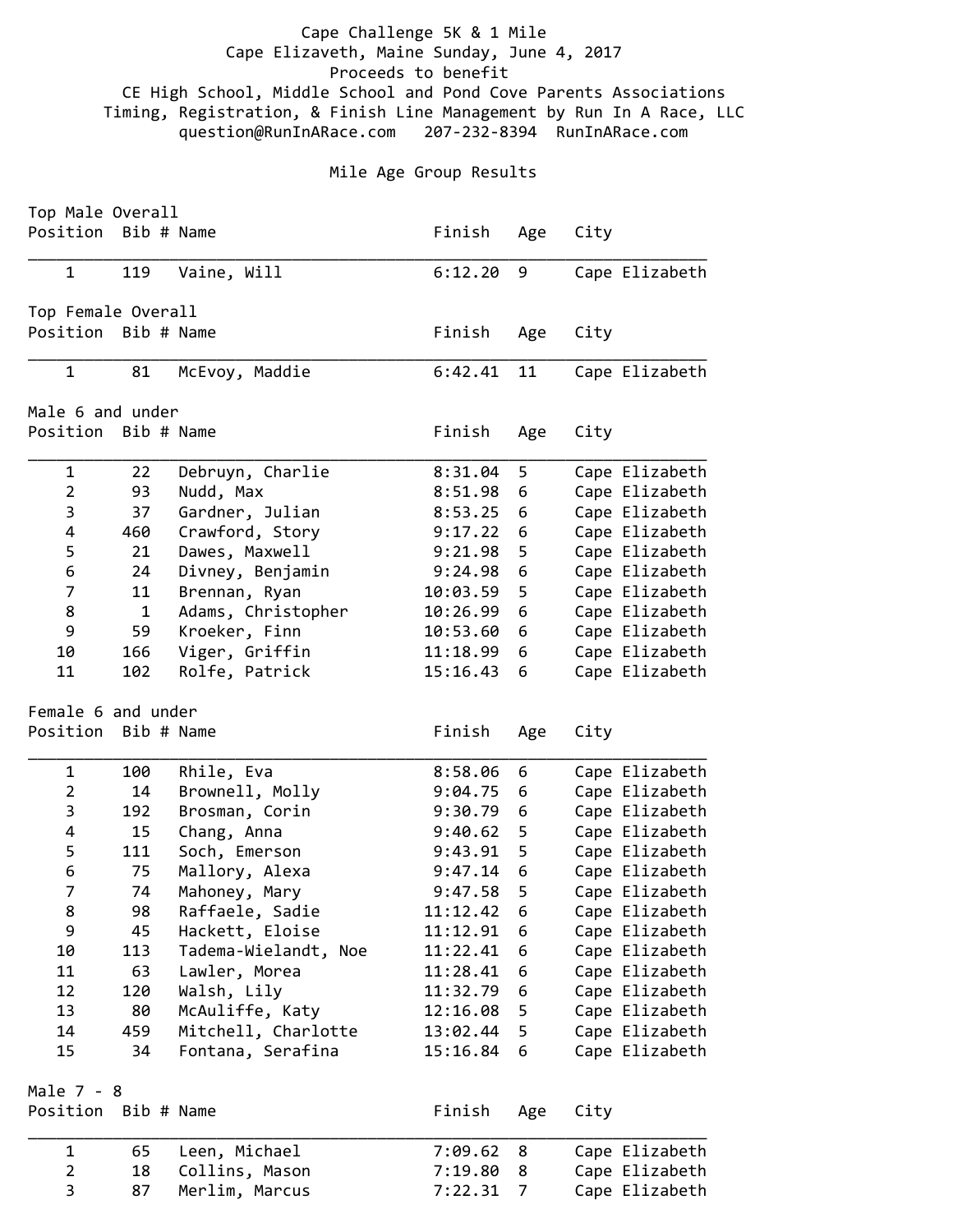Cape Challenge 5K & 1 Mile

Cape Elizaveth, Maine Sunday, June 4, 2017

Proceeds to benefit

CE High School, Middle School and Pond Cove Parents Associations

Timing, Registration, & Finish Line Management by Run In A Race, LLC

question@RunInARace.com 207-232-8394 RunInARace.com

## Mile Age Group Results

### Top Male Overall

| Position | Bib # | Name | Finish | Age | City |
|---|---|---|---|---|---|
| 1 | 119 | Vaine, Will | 6:12.20 | 9 | Cape Elizabeth |

### Top Female Overall

| Position | Bib # | Name | Finish | Age | City |
|---|---|---|---|---|---|
| 1 | 81 | McEvoy, Maddie | 6:42.41 | 11 | Cape Elizabeth |

### Male 6 and under

| Position | Bib # | Name | Finish | Age | City |
|---|---|---|---|---|---|
| 1 | 22 | Debruyn, Charlie | 8:31.04 | 5 | Cape Elizabeth |
| 2 | 93 | Nudd, Max | 8:51.98 | 6 | Cape Elizabeth |
| 3 | 37 | Gardner, Julian | 8:53.25 | 6 | Cape Elizabeth |
| 4 | 460 | Crawford, Story | 9:17.22 | 6 | Cape Elizabeth |
| 5 | 21 | Dawes, Maxwell | 9:21.98 | 5 | Cape Elizabeth |
| 6 | 24 | Divney, Benjamin | 9:24.98 | 6 | Cape Elizabeth |
| 7 | 11 | Brennan, Ryan | 10:03.59 | 5 | Cape Elizabeth |
| 8 | 1 | Adams, Christopher | 10:26.99 | 6 | Cape Elizabeth |
| 9 | 59 | Kroeker, Finn | 10:53.60 | 6 | Cape Elizabeth |
| 10 | 166 | Viger, Griffin | 11:18.99 | 6 | Cape Elizabeth |
| 11 | 102 | Rolfe, Patrick | 15:16.43 | 6 | Cape Elizabeth |

### Female 6 and under

| Position | Bib # | Name | Finish | Age | City |
|---|---|---|---|---|---|
| 1 | 100 | Rhile, Eva | 8:58.06 | 6 | Cape Elizabeth |
| 2 | 14 | Brownell, Molly | 9:04.75 | 6 | Cape Elizabeth |
| 3 | 192 | Brosman, Corin | 9:30.79 | 6 | Cape Elizabeth |
| 4 | 15 | Chang, Anna | 9:40.62 | 5 | Cape Elizabeth |
| 5 | 111 | Soch, Emerson | 9:43.91 | 5 | Cape Elizabeth |
| 6 | 75 | Mallory, Alexa | 9:47.14 | 6 | Cape Elizabeth |
| 7 | 74 | Mahoney, Mary | 9:47.58 | 5 | Cape Elizabeth |
| 8 | 98 | Raffaele, Sadie | 11:12.42 | 6 | Cape Elizabeth |
| 9 | 45 | Hackett, Eloise | 11:12.91 | 6 | Cape Elizabeth |
| 10 | 113 | Tadema-Wielandt, Noe | 11:22.41 | 6 | Cape Elizabeth |
| 11 | 63 | Lawler, Morea | 11:28.41 | 6 | Cape Elizabeth |
| 12 | 120 | Walsh, Lily | 11:32.79 | 6 | Cape Elizabeth |
| 13 | 80 | McAuliffe, Katy | 12:16.08 | 5 | Cape Elizabeth |
| 14 | 459 | Mitchell, Charlotte | 13:02.44 | 5 | Cape Elizabeth |
| 15 | 34 | Fontana, Serafina | 15:16.84 | 6 | Cape Elizabeth |

### Male 7 - 8

| Position | Bib # | Name | Finish | Age | City |
|---|---|---|---|---|---|
| 1 | 65 | Leen, Michael | 7:09.62 | 8 | Cape Elizabeth |
| 2 | 18 | Collins, Mason | 7:19.80 | 8 | Cape Elizabeth |
| 3 | 87 | Merlim, Marcus | 7:22.31 | 7 | Cape Elizabeth |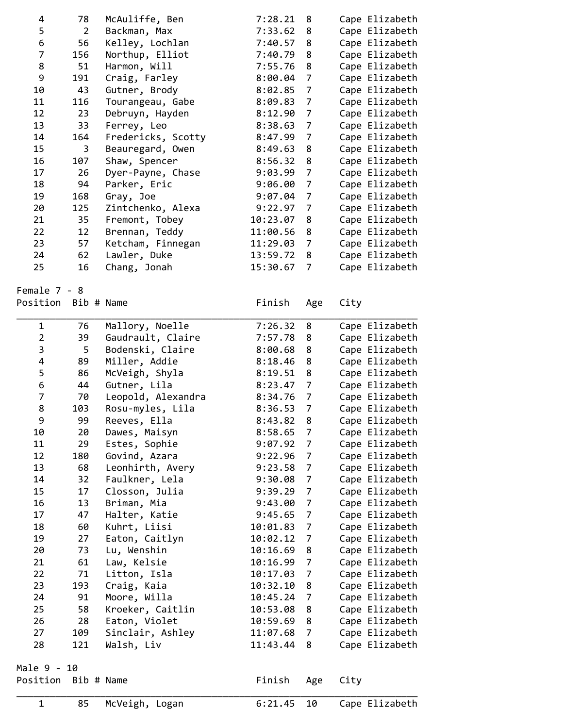| Position | Bib # | Name | Finish | Age | City |
|---|---|---|---|---|---|
| 4 | 78 | McAuliffe, Ben | 7:28.21 | 8 | Cape Elizabeth |
| 5 | 2 | Backman, Max | 7:33.62 | 8 | Cape Elizabeth |
| 6 | 56 | Kelley, Lochlan | 7:40.57 | 8 | Cape Elizabeth |
| 7 | 156 | Northup, Elliot | 7:40.79 | 8 | Cape Elizabeth |
| 8 | 51 | Harmon, Will | 7:55.76 | 8 | Cape Elizabeth |
| 9 | 191 | Craig, Farley | 8:00.04 | 7 | Cape Elizabeth |
| 10 | 43 | Gutner, Brody | 8:02.85 | 7 | Cape Elizabeth |
| 11 | 116 | Tourangeau, Gabe | 8:09.83 | 7 | Cape Elizabeth |
| 12 | 23 | Debruyn, Hayden | 8:12.90 | 7 | Cape Elizabeth |
| 13 | 33 | Ferrey, Leo | 8:38.63 | 7 | Cape Elizabeth |
| 14 | 164 | Fredericks, Scotty | 8:47.99 | 7 | Cape Elizabeth |
| 15 | 3 | Beauregard, Owen | 8:49.63 | 8 | Cape Elizabeth |
| 16 | 107 | Shaw, Spencer | 8:56.32 | 8 | Cape Elizabeth |
| 17 | 26 | Dyer-Payne, Chase | 9:03.99 | 7 | Cape Elizabeth |
| 18 | 94 | Parker, Eric | 9:06.00 | 7 | Cape Elizabeth |
| 19 | 168 | Gray, Joe | 9:07.04 | 7 | Cape Elizabeth |
| 20 | 125 | Zintchenko, Alexa | 9:22.97 | 7 | Cape Elizabeth |
| 21 | 35 | Fremont, Tobey | 10:23.07 | 8 | Cape Elizabeth |
| 22 | 12 | Brennan, Teddy | 11:00.56 | 8 | Cape Elizabeth |
| 23 | 57 | Ketcham, Finnegan | 11:29.03 | 7 | Cape Elizabeth |
| 24 | 62 | Lawler, Duke | 13:59.72 | 8 | Cape Elizabeth |
| 25 | 16 | Chang, Jonah | 15:30.67 | 7 | Cape Elizabeth |

Female 7 - 8

| Position | Bib # | Name | Finish | Age | City |
|---|---|---|---|---|---|
| 1 | 76 | Mallory, Noelle | 7:26.32 | 8 | Cape Elizabeth |
| 2 | 39 | Gaudrault, Claire | 7:57.78 | 8 | Cape Elizabeth |
| 3 | 5 | Bodenski, Claire | 8:00.68 | 8 | Cape Elizabeth |
| 4 | 89 | Miller, Addie | 8:18.46 | 8 | Cape Elizabeth |
| 5 | 86 | McVeigh, Shyla | 8:19.51 | 8 | Cape Elizabeth |
| 6 | 44 | Gutner, Lila | 8:23.47 | 7 | Cape Elizabeth |
| 7 | 70 | Leopold, Alexandra | 8:34.76 | 7 | Cape Elizabeth |
| 8 | 103 | Rosu-myles, Lila | 8:36.53 | 7 | Cape Elizabeth |
| 9 | 99 | Reeves, Ella | 8:43.82 | 8 | Cape Elizabeth |
| 10 | 20 | Dawes, Maisyn | 8:58.65 | 7 | Cape Elizabeth |
| 11 | 29 | Estes, Sophie | 9:07.92 | 7 | Cape Elizabeth |
| 12 | 180 | Govind, Azara | 9:22.96 | 7 | Cape Elizabeth |
| 13 | 68 | Leonhirth, Avery | 9:23.58 | 7 | Cape Elizabeth |
| 14 | 32 | Faulkner, Lela | 9:30.08 | 7 | Cape Elizabeth |
| 15 | 17 | Closson, Julia | 9:39.29 | 7 | Cape Elizabeth |
| 16 | 13 | Briman, Mia | 9:43.00 | 7 | Cape Elizabeth |
| 17 | 47 | Halter, Katie | 9:45.65 | 7 | Cape Elizabeth |
| 18 | 60 | Kuhrt, Liisi | 10:01.83 | 7 | Cape Elizabeth |
| 19 | 27 | Eaton, Caitlyn | 10:02.12 | 7 | Cape Elizabeth |
| 20 | 73 | Lu, Wenshin | 10:16.69 | 8 | Cape Elizabeth |
| 21 | 61 | Law, Kelsie | 10:16.99 | 7 | Cape Elizabeth |
| 22 | 71 | Litton, Isla | 10:17.03 | 7 | Cape Elizabeth |
| 23 | 193 | Craig, Kaia | 10:32.10 | 8 | Cape Elizabeth |
| 24 | 91 | Moore, Willa | 10:45.24 | 7 | Cape Elizabeth |
| 25 | 58 | Kroeker, Caitlin | 10:53.08 | 8 | Cape Elizabeth |
| 26 | 28 | Eaton, Violet | 10:59.69 | 8 | Cape Elizabeth |
| 27 | 109 | Sinclair, Ashley | 11:07.68 | 7 | Cape Elizabeth |
| 28 | 121 | Walsh, Liv | 11:43.44 | 8 | Cape Elizabeth |

Male 9 - 10

| Position | Bib # | Name | Finish | Age | City |
|---|---|---|---|---|---|
| 1 | 85 | McVeigh, Logan | 6:21.45 | 10 | Cape Elizabeth |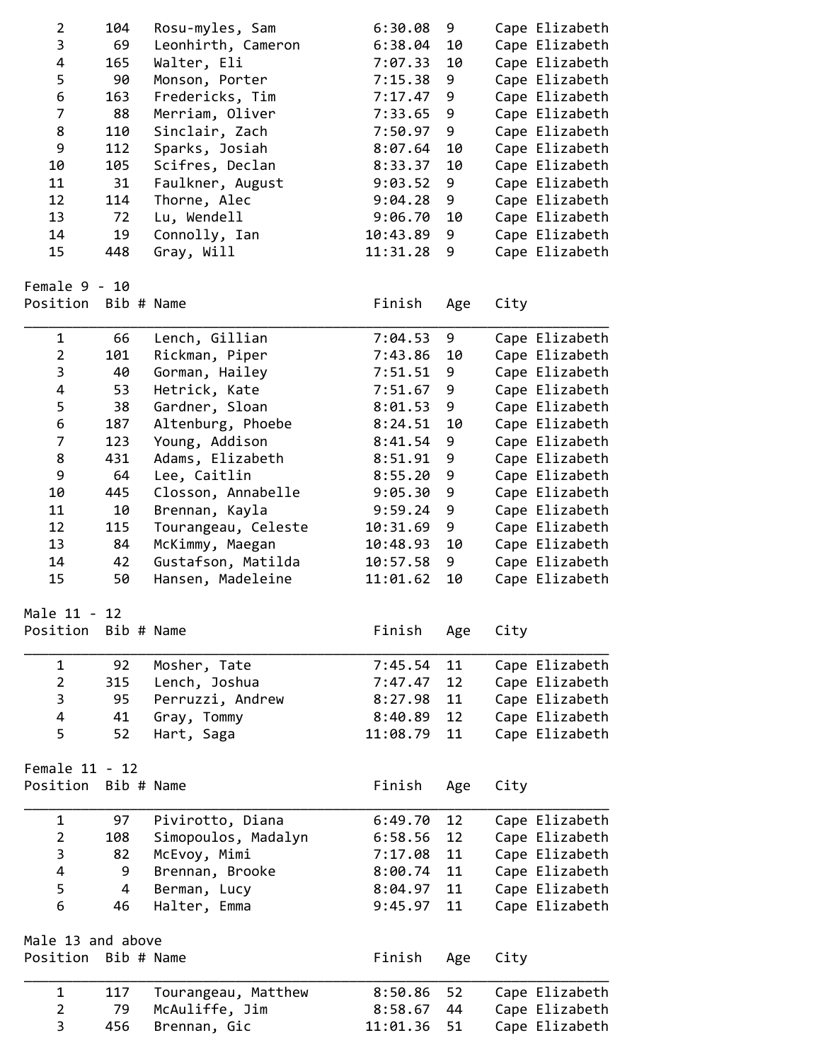| Position | Bib # | Name | Finish | Age | City |
|---|---|---|---|---|---|
| 2 | 104 | Rosu-myles, Sam | 6:30.08 | 9 | Cape Elizabeth |
| 3 | 69 | Leonhirth, Cameron | 6:38.04 | 10 | Cape Elizabeth |
| 4 | 165 | Walter, Eli | 7:07.33 | 10 | Cape Elizabeth |
| 5 | 90 | Monson, Porter | 7:15.38 | 9 | Cape Elizabeth |
| 6 | 163 | Fredericks, Tim | 7:17.47 | 9 | Cape Elizabeth |
| 7 | 88 | Merriam, Oliver | 7:33.65 | 9 | Cape Elizabeth |
| 8 | 110 | Sinclair, Zach | 7:50.97 | 9 | Cape Elizabeth |
| 9 | 112 | Sparks, Josiah | 8:07.64 | 10 | Cape Elizabeth |
| 10 | 105 | Scifres, Declan | 8:33.37 | 10 | Cape Elizabeth |
| 11 | 31 | Faulkner, August | 9:03.52 | 9 | Cape Elizabeth |
| 12 | 114 | Thorne, Alec | 9:04.28 | 9 | Cape Elizabeth |
| 13 | 72 | Lu, Wendell | 9:06.70 | 10 | Cape Elizabeth |
| 14 | 19 | Connolly, Ian | 10:43.89 | 9 | Cape Elizabeth |
| 15 | 448 | Gray, Will | 11:31.28 | 9 | Cape Elizabeth |

Female 9 - 10

| Position | Bib # | Name | Finish | Age | City |
|---|---|---|---|---|---|
| 1 | 66 | Lench, Gillian | 7:04.53 | 9 | Cape Elizabeth |
| 2 | 101 | Rickman, Piper | 7:43.86 | 10 | Cape Elizabeth |
| 3 | 40 | Gorman, Hailey | 7:51.51 | 9 | Cape Elizabeth |
| 4 | 53 | Hetrick, Kate | 7:51.67 | 9 | Cape Elizabeth |
| 5 | 38 | Gardner, Sloan | 8:01.53 | 9 | Cape Elizabeth |
| 6 | 187 | Altenburg, Phoebe | 8:24.51 | 10 | Cape Elizabeth |
| 7 | 123 | Young, Addison | 8:41.54 | 9 | Cape Elizabeth |
| 8 | 431 | Adams, Elizabeth | 8:51.91 | 9 | Cape Elizabeth |
| 9 | 64 | Lee, Caitlin | 8:55.20 | 9 | Cape Elizabeth |
| 10 | 445 | Closson, Annabelle | 9:05.30 | 9 | Cape Elizabeth |
| 11 | 10 | Brennan, Kayla | 9:59.24 | 9 | Cape Elizabeth |
| 12 | 115 | Tourangeau, Celeste | 10:31.69 | 9 | Cape Elizabeth |
| 13 | 84 | McKimmy, Maegan | 10:48.93 | 10 | Cape Elizabeth |
| 14 | 42 | Gustafson, Matilda | 10:57.58 | 9 | Cape Elizabeth |
| 15 | 50 | Hansen, Madeleine | 11:01.62 | 10 | Cape Elizabeth |

Male 11 - 12

| Position | Bib # | Name | Finish | Age | City |
|---|---|---|---|---|---|
| 1 | 92 | Mosher, Tate | 7:45.54 | 11 | Cape Elizabeth |
| 2 | 315 | Lench, Joshua | 7:47.47 | 12 | Cape Elizabeth |
| 3 | 95 | Perruzzi, Andrew | 8:27.98 | 11 | Cape Elizabeth |
| 4 | 41 | Gray, Tommy | 8:40.89 | 12 | Cape Elizabeth |
| 5 | 52 | Hart, Saga | 11:08.79 | 11 | Cape Elizabeth |

Female 11 - 12

| Position | Bib # | Name | Finish | Age | City |
|---|---|---|---|---|---|
| 1 | 97 | Pivirotto, Diana | 6:49.70 | 12 | Cape Elizabeth |
| 2 | 108 | Simopoulos, Madalyn | 6:58.56 | 12 | Cape Elizabeth |
| 3 | 82 | McEvoy, Mimi | 7:17.08 | 11 | Cape Elizabeth |
| 4 | 9 | Brennan, Brooke | 8:00.74 | 11 | Cape Elizabeth |
| 5 | 4 | Berman, Lucy | 8:04.97 | 11 | Cape Elizabeth |
| 6 | 46 | Halter, Emma | 9:45.97 | 11 | Cape Elizabeth |

Male 13 and above

| Position | Bib # | Name | Finish | Age | City |
|---|---|---|---|---|---|
| 1 | 117 | Tourangeau, Matthew | 8:50.86 | 52 | Cape Elizabeth |
| 2 | 79 | McAuliffe, Jim | 8:58.67 | 44 | Cape Elizabeth |
| 3 | 456 | Brennan, Gic | 11:01.36 | 51 | Cape Elizabeth |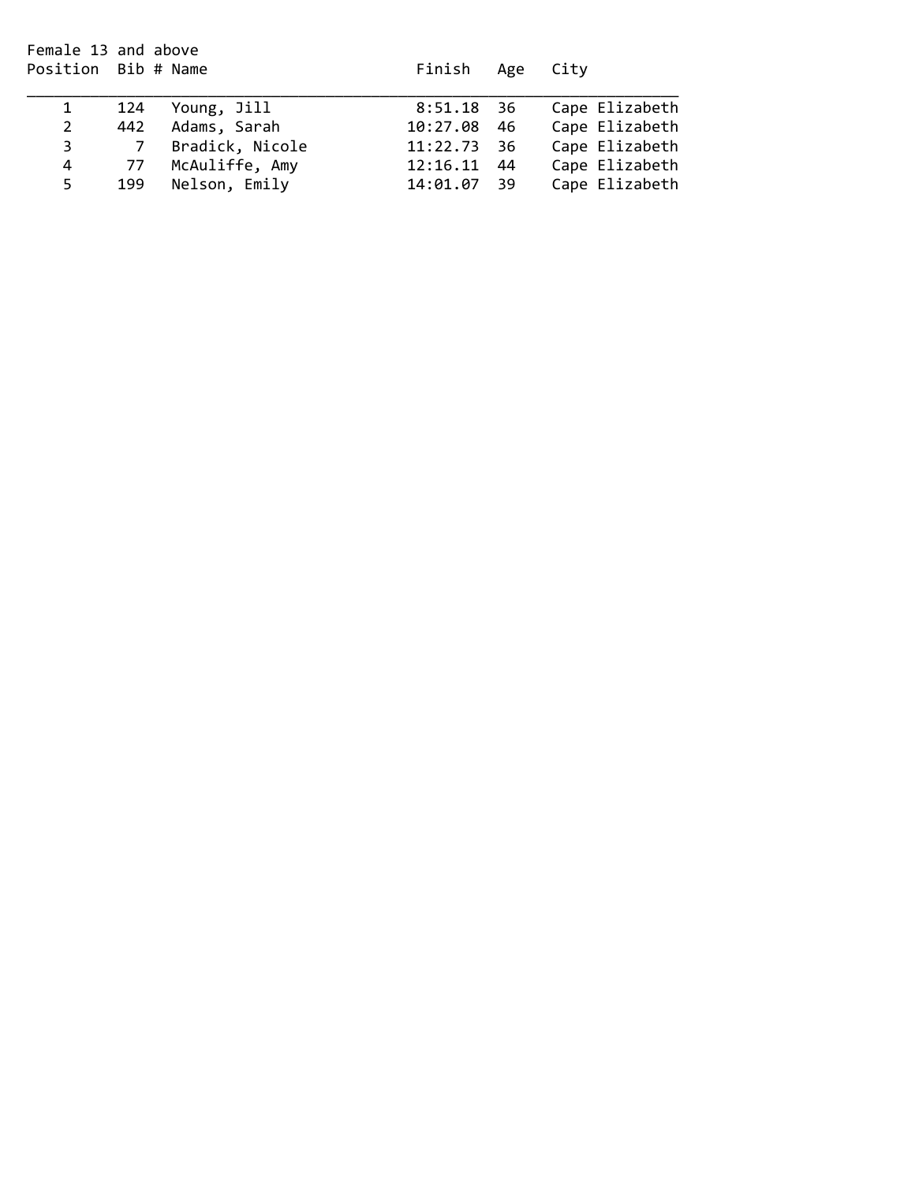Female 13 and above

| Position | Bib # | Name | Finish | Age | City |
|---|---|---|---|---|---|
| 1 | 124 | Young, Jill | 8:51.18 | 36 | Cape Elizabeth |
| 2 | 442 | Adams, Sarah | 10:27.08 | 46 | Cape Elizabeth |
| 3 | 7 | Bradick, Nicole | 11:22.73 | 36 | Cape Elizabeth |
| 4 | 77 | McAuliffe, Amy | 12:16.11 | 44 | Cape Elizabeth |
| 5 | 199 | Nelson, Emily | 14:01.07 | 39 | Cape Elizabeth |